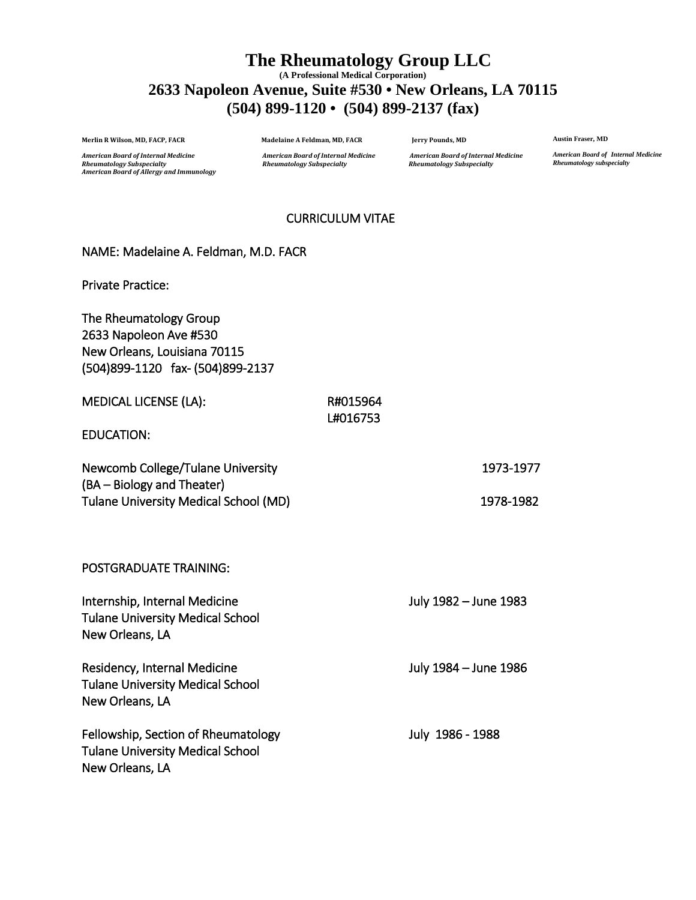# The Rheumatology Group LLC

**(A Professional Medical Corporation)**

**2633 Napoleon Avenue, Suite #530 • New Orleans, LA 70115**

**(504) 899-1120 • (504) 899-2137 (fax)**

| Merlin R Wilson, MD, FACP, FACR | Madelaine A Feldman, MD, FACR | Jerry Pounds, MD | Austin Fraser, MD |
|---|---|---|---|
| *American Board of Internal Medicine*<br>*Rheumatology Subspecialty*<br>*American Board of Allergy and Immunology* | *American Board of Internal Medicine*<br>*Rheumatology Subspecialty* | *American Board of Internal Medicine*<br>*Rheumatology Subspecialty* | *American Board of Internal Medicine*<br>*Rheumatology subspecialty* |

## CURRICULUM VITAE

NAME: Madelaine A. Feldman, M.D. FACR

Private Practice:

The Rheumatology Group
2633 Napoleon Ave #530
New Orleans, Louisiana 70115
(504)899-1120 fax- (504)899-2137

MEDICAL LICENSE (LA): R#015964
L#016753

EDUCATION:

| | |
|---|---|
| Newcomb College/Tulane University<br>(BA – Biology and Theater) | 1973-1977 |
| Tulane University Medical School (MD) | 1978-1982 |

POSTGRADUATE TRAINING:

| | |
|---|---|
| Internship, Internal Medicine<br>Tulane University Medical School<br>New Orleans, LA | July 1982 – June 1983 |
| Residency, Internal Medicine<br>Tulane University Medical School<br>New Orleans, LA | July 1984 – June 1986 |
| Fellowship, Section of Rheumatology<br>Tulane University Medical School<br>New Orleans, LA | July 1986 - 1988 |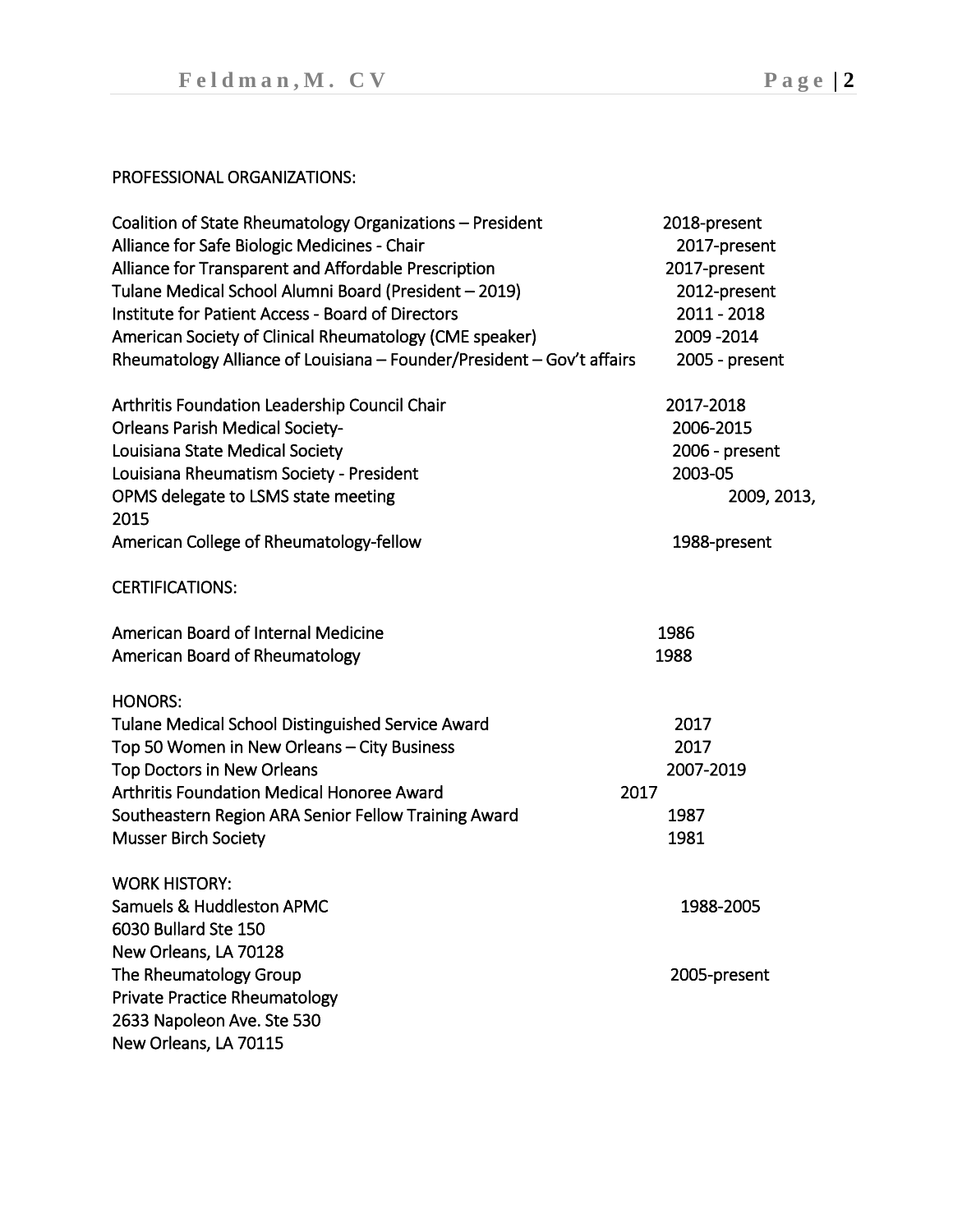PROFESSIONAL ORGANIZATIONS:

| | |
|---|---|
| Coalition of State Rheumatology Organizations – President | 2018-present |
| Alliance for Safe Biologic Medicines - Chair | 2017-present |
| Alliance for Transparent and Affordable Prescription | 2017-present |
| Tulane Medical School Alumni Board (President – 2019) | 2012-present |
| Institute for Patient Access - Board of Directors | 2011 - 2018 |
| American Society of Clinical Rheumatology (CME speaker) | 2009 -2014 |
| Rheumatology Alliance of Louisiana – Founder/President – Gov't affairs | 2005 - present |
| | |
| Arthritis Foundation Leadership Council Chair | 2017-2018 |
| Orleans Parish Medical Society- | 2006-2015 |
| Louisiana State Medical Society | 2006 - present |
| Louisiana Rheumatism Society - President | 2003-05 |
| OPMS delegate to LSMS state meeting | 2009, 2013, 2015 |
| American College of Rheumatology-fellow | 1988-present |

CERTIFICATIONS:

| | |
|---|---|
| American Board of Internal Medicine | 1986 |
| American Board of Rheumatology | 1988 |

HONORS:

| | |
|---|---|
| Tulane Medical School Distinguished Service Award | 2017 |
| Top 50 Women in New Orleans – City Business | 2017 |
| Top Doctors in New Orleans | 2007-2019 |
| Arthritis Foundation Medical Honoree Award | 2017 |
| Southeastern Region ARA Senior Fellow Training Award | 1987 |
| Musser Birch Society | 1981 |

WORK HISTORY:

Samuels & Huddleston APMC — 1988-2005
6030 Bullard Ste 150
New Orleans, LA 70128

The Rheumatology Group — 2005-present
Private Practice Rheumatology
2633 Napoleon Ave. Ste 530
New Orleans, LA 70115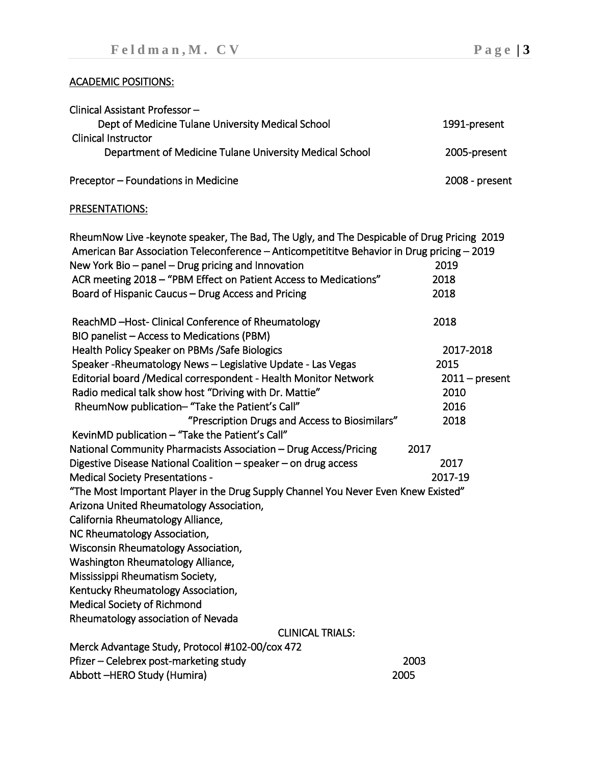## ACADEMIC POSITIONS:

| | |
|---|---|
| Clinical Assistant Professor – Dept of Medicine Tulane University Medical School | 1991-present |
| Clinical Instructor Department of Medicine Tulane University Medical School | 2005-present |
| Preceptor – Foundations in Medicine | 2008 - present |

## PRESENTATIONS:

| | |
|---|---|
| RheumNow Live -keynote speaker, The Bad, The Ugly, and The Despicable of Drug Pricing | 2019 |
| American Bar Association Teleconference – Anticompetititve Behavior in Drug pricing | 2019 |
| New York Bio – panel – Drug pricing and Innovation | 2019 |
| ACR meeting 2018 – "PBM Effect on Patient Access to Medications" | 2018 |
| Board of Hispanic Caucus – Drug Access and Pricing | 2018 |
| ReachMD –Host- Clinical Conference of Rheumatology | 2018 |
| BIO panelist – Access to Medications (PBM) | |
| Health Policy Speaker on PBMs /Safe Biologics | 2017-2018 |
| Speaker -Rheumatology News – Legislative Update - Las Vegas | 2015 |
| Editorial board /Medical correspondent - Health Monitor Network | 2011 – present |
| Radio medical talk show host "Driving with Dr. Mattie" | 2010 |
| RheumNow publication– "Take the Patient's Call" | 2016 |
| "Prescription Drugs and Access to Biosimilars" | 2018 |
| KevinMD publication – "Take the Patient's Call" | |
| National Community Pharmacists Association – Drug Access/Pricing | 2017 |
| Digestive Disease National Coalition – speaker – on drug access | 2017 |
| Medical Society Presentations - | 2017-19 |

"The Most Important Player in the Drug Supply Channel You Never Even Knew Existed"

Arizona United Rheumatology Association,
California Rheumatology Alliance,
NC Rheumatology Association,
Wisconsin Rheumatology Association,
Washington Rheumatology Alliance,
Mississippi Rheumatism Society,
Kentucky Rheumatology Association,
Medical Society of Richmond
Rheumatology association of Nevada

## CLINICAL TRIALS:

| | |
|---|---|
| Merck Advantage Study, Protocol #102-00/cox 472 | |
| Pfizer – Celebrex post-marketing study | 2003 |
| Abbott –HERO Study (Humira) | 2005 |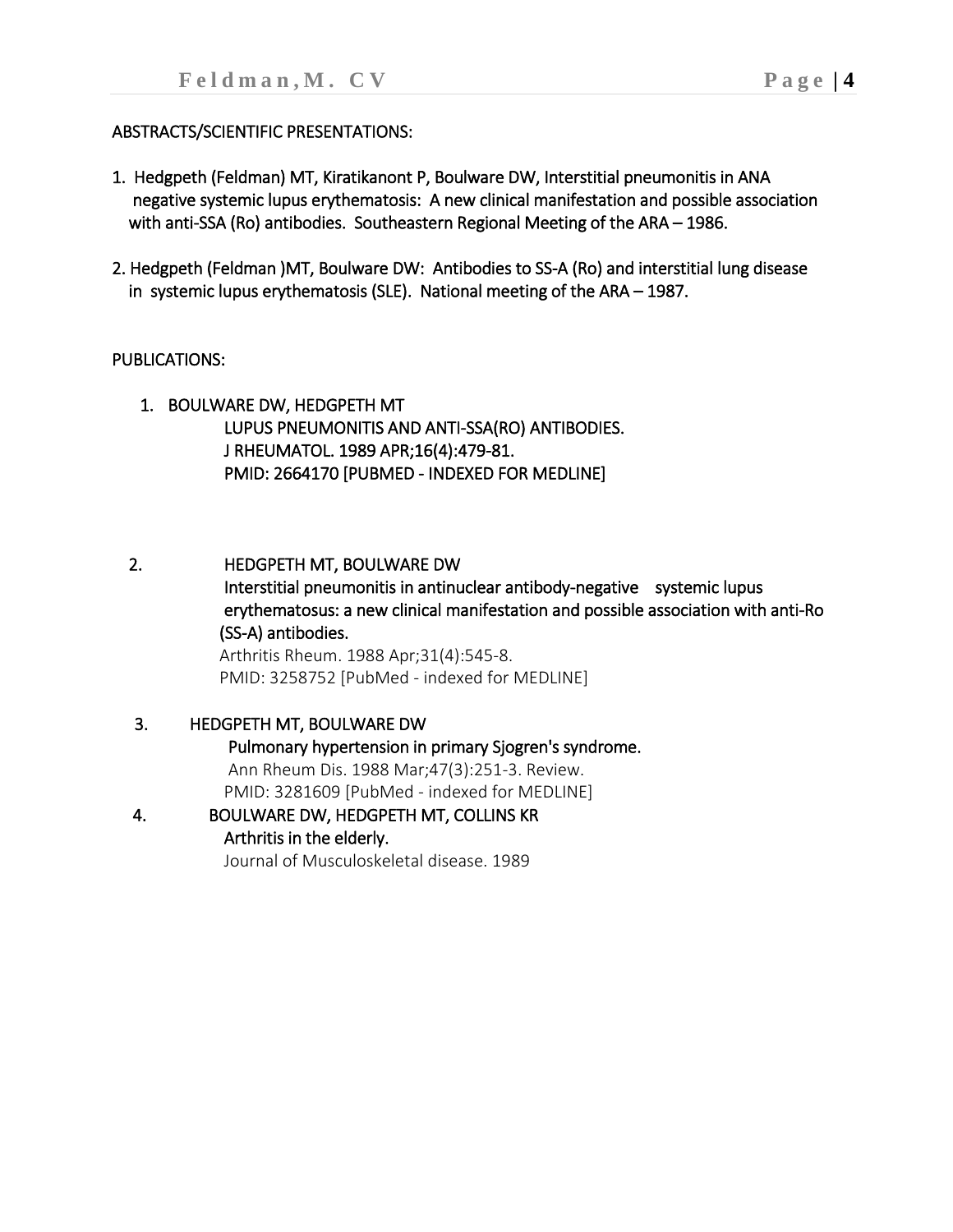ABSTRACTS/SCIENTIFIC PRESENTATIONS:

1. Hedgpeth (Feldman) MT, Kiratikanont P, Boulware DW, Interstitial pneumonitis in ANA negative systemic lupus erythematosis: A new clinical manifestation and possible association with anti-SSA (Ro) antibodies. Southeastern Regional Meeting of the ARA – 1986.

2. Hedgpeth (Feldman )MT, Boulware DW: Antibodies to SS-A (Ro) and interstitial lung disease in systemic lupus erythematosis (SLE). National meeting of the ARA – 1987.

PUBLICATIONS:

1. BOULWARE DW, HEDGPETH MT
   LUPUS PNEUMONITIS AND ANTI-SSA(RO) ANTIBODIES.
   J RHEUMATOL. 1989 APR;16(4):479-81.
   PMID: 2664170 [PUBMED - INDEXED FOR MEDLINE]

2. HEDGPETH MT, BOULWARE DW
   Interstitial pneumonitis in antinuclear antibody-negative systemic lupus erythematosus: a new clinical manifestation and possible association with anti-Ro (SS-A) antibodies.
   Arthritis Rheum. 1988 Apr;31(4):545-8.
   PMID: 3258752 [PubMed - indexed for MEDLINE]

3. HEDGPETH MT, BOULWARE DW
   Pulmonary hypertension in primary Sjogren's syndrome.
   Ann Rheum Dis. 1988 Mar;47(3):251-3. Review.
   PMID: 3281609 [PubMed - indexed for MEDLINE]

4. BOULWARE DW, HEDGPETH MT, COLLINS KR
   Arthritis in the elderly.
   Journal of Musculoskeletal disease. 1989